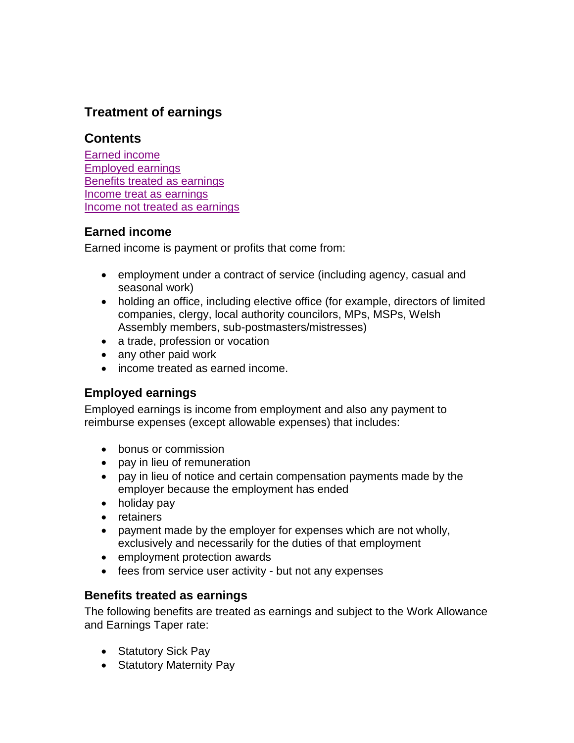# Treatment of earnings

## Contents

[Earned income](#earned-income)
[Employed earnings](#employed-earnings)
[Benefits treated as earnings](#benefits-treated-as-earnings)
[Income treat as earnings](#income-treat-as-earnings)
[Income not treated as earnings](#income-not-treated-as-earnings)

### Earned income

Earned income is payment or profits that come from:

- employment under a contract of service (including agency, casual and seasonal work)
- holding an office, including elective office (for example, directors of limited companies, clergy, local authority councilors, MPs, MSPs, Welsh Assembly members, sub-postmasters/mistresses)
- a trade, profession or vocation
- any other paid work
- income treated as earned income.

### Employed earnings

Employed earnings is income from employment and also any payment to reimburse expenses (except allowable expenses) that includes:

- bonus or commission
- pay in lieu of remuneration
- pay in lieu of notice and certain compensation payments made by the employer because the employment has ended
- holiday pay
- retainers
- payment made by the employer for expenses which are not wholly, exclusively and necessarily for the duties of that employment
- employment protection awards
- fees from service user activity - but not any expenses

### Benefits treated as earnings

The following benefits are treated as earnings and subject to the Work Allowance and Earnings Taper rate:

- Statutory Sick Pay
- Statutory Maternity Pay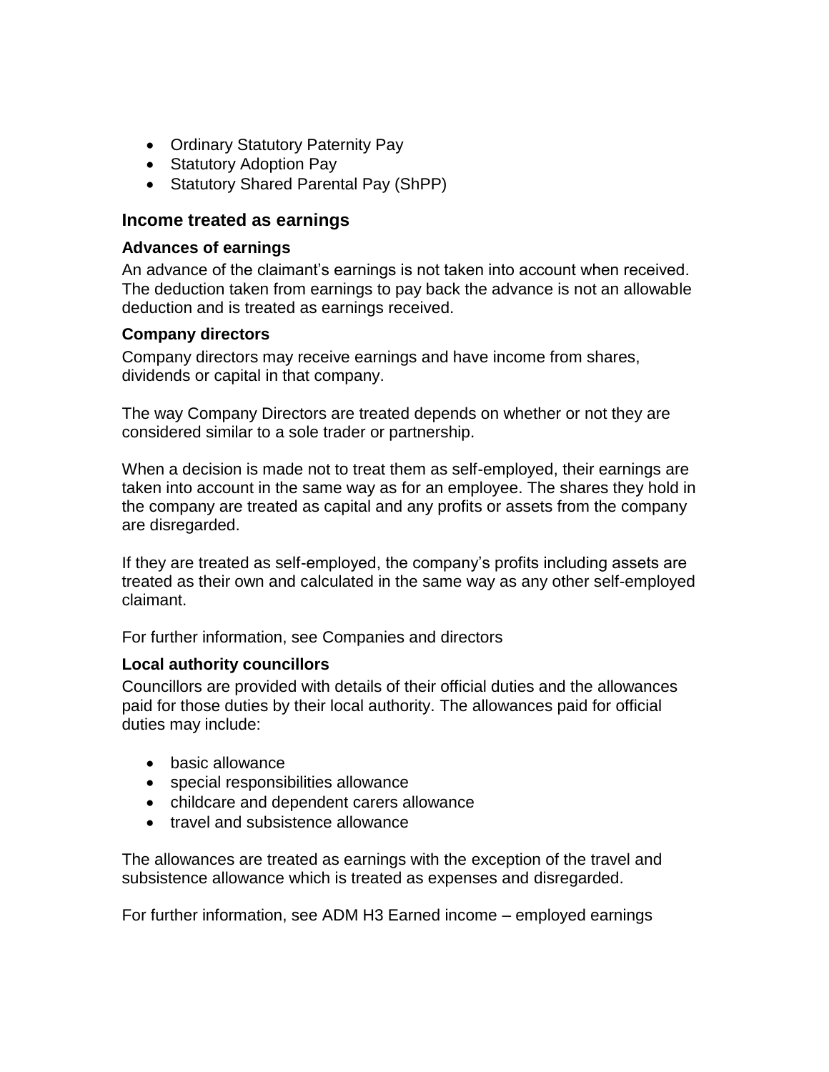- Ordinary Statutory Paternity Pay
- Statutory Adoption Pay
- Statutory Shared Parental Pay (ShPP)

## Income treated as earnings

### Advances of earnings

An advance of the claimant's earnings is not taken into account when received. The deduction taken from earnings to pay back the advance is not an allowable deduction and is treated as earnings received.

### Company directors

Company directors may receive earnings and have income from shares, dividends or capital in that company.

The way Company Directors are treated depends on whether or not they are considered similar to a sole trader or partnership.

When a decision is made not to treat them as self-employed, their earnings are taken into account in the same way as for an employee. The shares they hold in the company are treated as capital and any profits or assets from the company are disregarded.

If they are treated as self-employed, the company's profits including assets are treated as their own and calculated in the same way as any other self-employed claimant.

For further information, see Companies and directors

### Local authority councillors

Councillors are provided with details of their official duties and the allowances paid for those duties by their local authority. The allowances paid for official duties may include:

- basic allowance
- special responsibilities allowance
- childcare and dependent carers allowance
- travel and subsistence allowance

The allowances are treated as earnings with the exception of the travel and subsistence allowance which is treated as expenses and disregarded.

For further information, see ADM H3 Earned income – employed earnings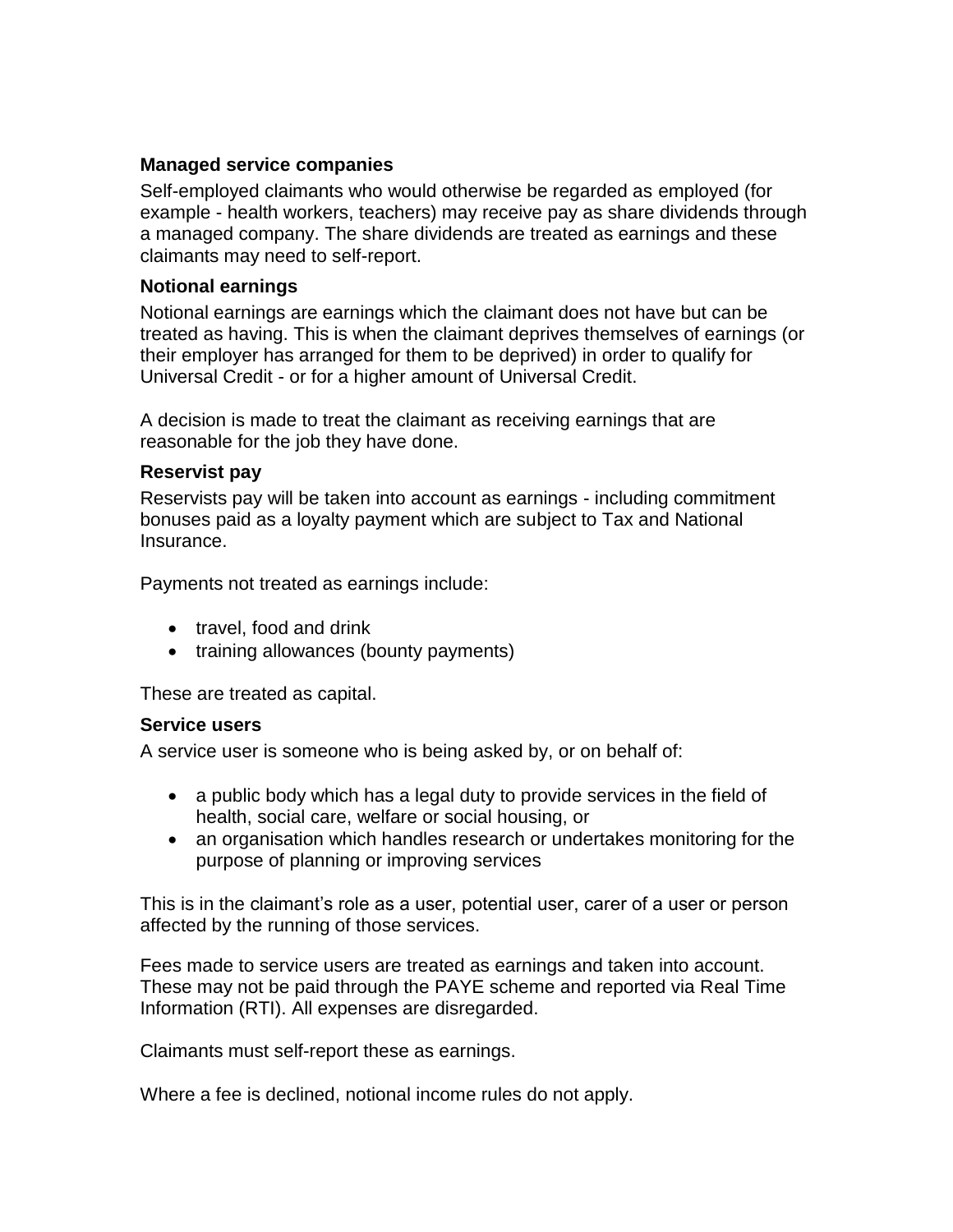### Managed service companies

Self-employed claimants who would otherwise be regarded as employed (for example - health workers, teachers) may receive pay as share dividends through a managed company. The share dividends are treated as earnings and these claimants may need to self-report.

### Notional earnings

Notional earnings are earnings which the claimant does not have but can be treated as having. This is when the claimant deprives themselves of earnings (or their employer has arranged for them to be deprived) in order to qualify for Universal Credit - or for a higher amount of Universal Credit.

A decision is made to treat the claimant as receiving earnings that are reasonable for the job they have done.

### Reservist pay

Reservists pay will be taken into account as earnings - including commitment bonuses paid as a loyalty payment which are subject to Tax and National Insurance.

Payments not treated as earnings include:

- travel, food and drink
- training allowances (bounty payments)

These are treated as capital.

### Service users

A service user is someone who is being asked by, or on behalf of:

- a public body which has a legal duty to provide services in the field of health, social care, welfare or social housing, or
- an organisation which handles research or undertakes monitoring for the purpose of planning or improving services

This is in the claimant's role as a user, potential user, carer of a user or person affected by the running of those services.

Fees made to service users are treated as earnings and taken into account. These may not be paid through the PAYE scheme and reported via Real Time Information (RTI). All expenses are disregarded.

Claimants must self-report these as earnings.

Where a fee is declined, notional income rules do not apply.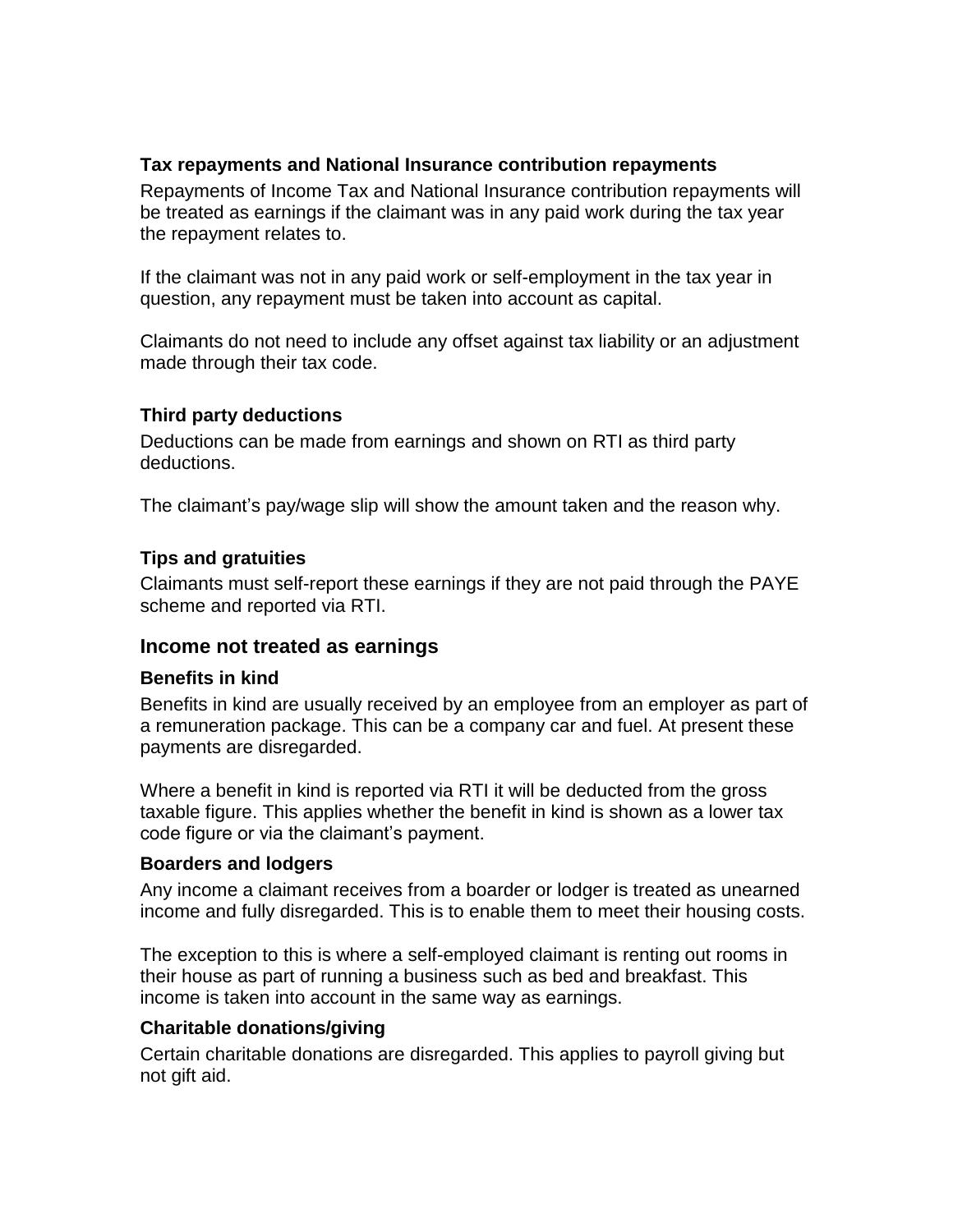### Tax repayments and National Insurance contribution repayments

Repayments of Income Tax and National Insurance contribution repayments will be treated as earnings if the claimant was in any paid work during the tax year the repayment relates to.

If the claimant was not in any paid work or self-employment in the tax year in question, any repayment must be taken into account as capital.

Claimants do not need to include any offset against tax liability or an adjustment made through their tax code.

### Third party deductions

Deductions can be made from earnings and shown on RTI as third party deductions.

The claimant's pay/wage slip will show the amount taken and the reason why.

### Tips and gratuities

Claimants must self-report these earnings if they are not paid through the PAYE scheme and reported via RTI.

## Income not treated as earnings

### Benefits in kind

Benefits in kind are usually received by an employee from an employer as part of a remuneration package. This can be a company car and fuel. At present these payments are disregarded.

Where a benefit in kind is reported via RTI it will be deducted from the gross taxable figure. This applies whether the benefit in kind is shown as a lower tax code figure or via the claimant's payment.

### Boarders and lodgers

Any income a claimant receives from a boarder or lodger is treated as unearned income and fully disregarded. This is to enable them to meet their housing costs.

The exception to this is where a self-employed claimant is renting out rooms in their house as part of running a business such as bed and breakfast. This income is taken into account in the same way as earnings.

### Charitable donations/giving

Certain charitable donations are disregarded. This applies to payroll giving but not gift aid.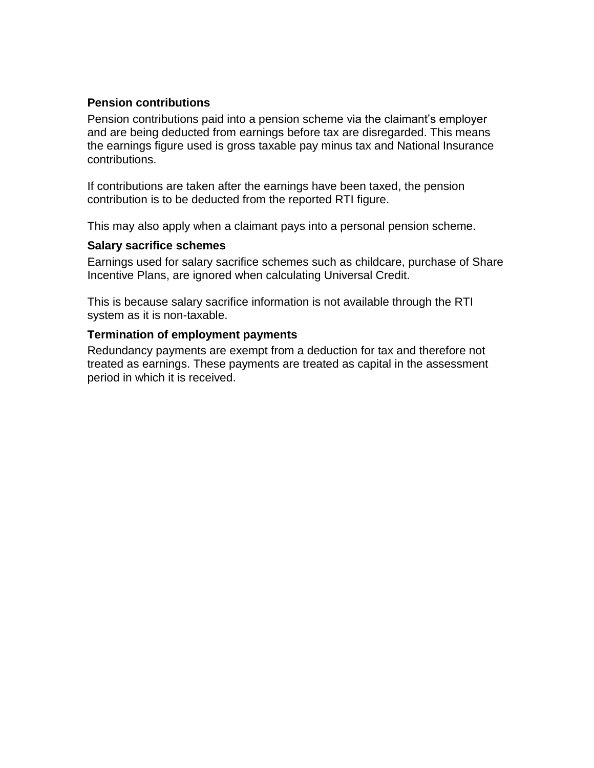### Pension contributions

Pension contributions paid into a pension scheme via the claimant's employer and are being deducted from earnings before tax are disregarded. This means the earnings figure used is gross taxable pay minus tax and National Insurance contributions.

If contributions are taken after the earnings have been taxed, the pension contribution is to be deducted from the reported RTI figure.

This may also apply when a claimant pays into a personal pension scheme.

### Salary sacrifice schemes

Earnings used for salary sacrifice schemes such as childcare, purchase of Share Incentive Plans, are ignored when calculating Universal Credit.

This is because salary sacrifice information is not available through the RTI system as it is non-taxable.

### Termination of employment payments

Redundancy payments are exempt from a deduction for tax and therefore not treated as earnings. These payments are treated as capital in the assessment period in which it is received.